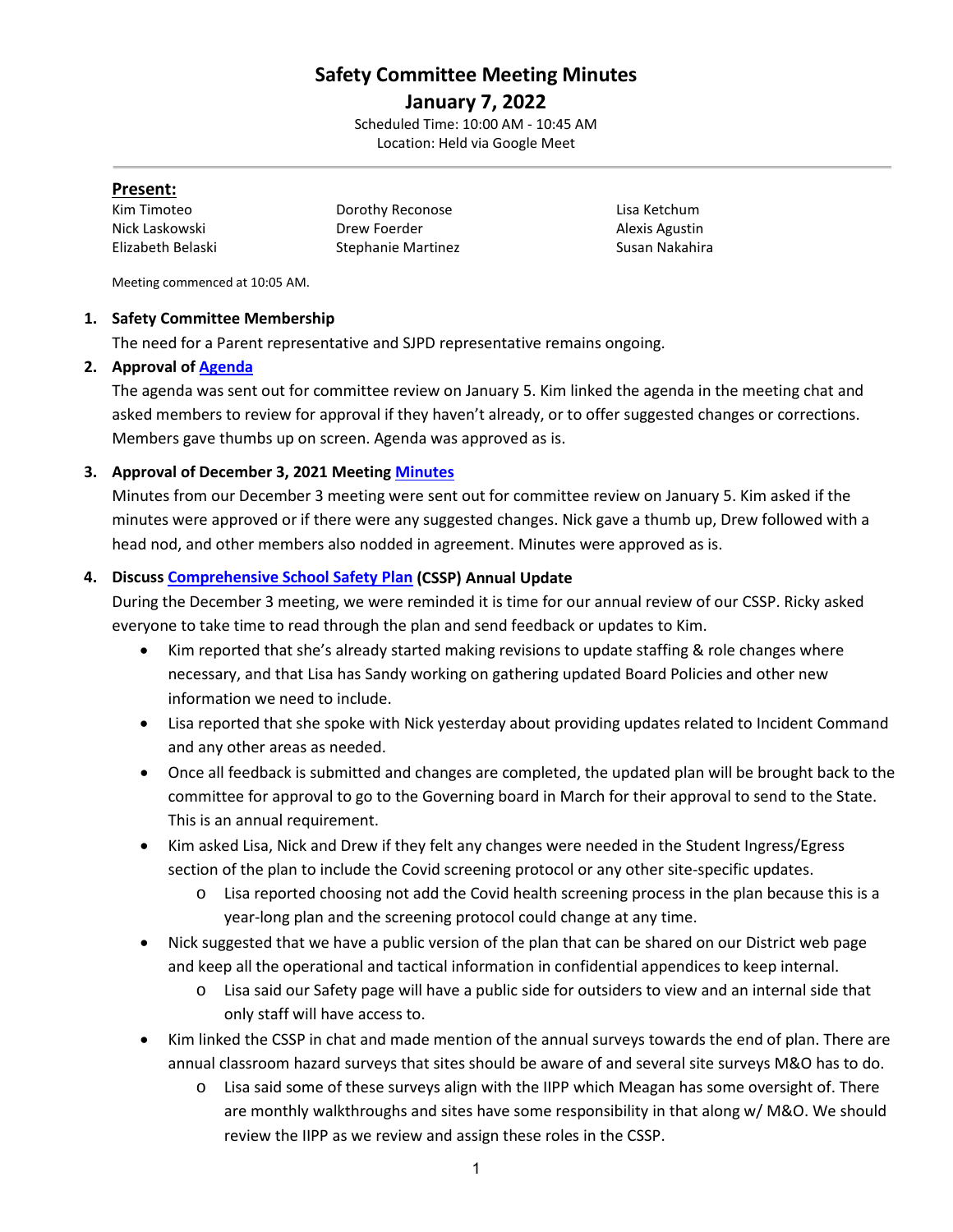# Safety Committee Meeting Minutes

## January 7, 2022

Scheduled Time: 10:00 AM - 10:45 AM
Location: Held via Google Meet

**Present:**

| | | |
|---|---|---|
| Kim Timoteo | Dorothy Reconose | Lisa Ketchum |
| Nick Laskowski | Drew Foerder | Alexis Agustin |
| Elizabeth Belaski | Stephanie Martinez | Susan Nakahira |

Meeting commenced at 10:05 AM.

1. **Safety Committee Membership**
   The need for a Parent representative and SJPD representative remains ongoing.

2. **Approval of Agenda**
   The agenda was sent out for committee review on January 5. Kim linked the agenda in the meeting chat and asked members to review for approval if they haven't already, or to offer suggested changes or corrections. Members gave thumbs up on screen. Agenda was approved as is.

3. **Approval of December 3, 2021 Meeting Minutes**
   Minutes from our December 3 meeting were sent out for committee review on January 5. Kim asked if the minutes were approved or if there were any suggested changes. Nick gave a thumb up, Drew followed with a head nod, and other members also nodded in agreement. Minutes were approved as is.

4. **Discuss Comprehensive School Safety Plan (CSSP) Annual Update**
   During the December 3 meeting, we were reminded it is time for our annual review of our CSSP. Ricky asked everyone to take time to read through the plan and send feedback or updates to Kim.
   - Kim reported that she's already started making revisions to update staffing & role changes where necessary, and that Lisa has Sandy working on gathering updated Board Policies and other new information we need to include.
   - Lisa reported that she spoke with Nick yesterday about providing updates related to Incident Command and any other areas as needed.
   - Once all feedback is submitted and changes are completed, the updated plan will be brought back to the committee for approval to go to the Governing board in March for their approval to send to the State. This is an annual requirement.
   - Kim asked Lisa, Nick and Drew if they felt any changes were needed in the Student Ingress/Egress section of the plan to include the Covid screening protocol or any other site-specific updates.
     - Lisa reported choosing not add the Covid health screening process in the plan because this is a year-long plan and the screening protocol could change at any time.
   - Nick suggested that we have a public version of the plan that can be shared on our District web page and keep all the operational and tactical information in confidential appendices to keep internal.
     - Lisa said our Safety page will have a public side for outsiders to view and an internal side that only staff will have access to.
   - Kim linked the CSSP in chat and made mention of the annual surveys towards the end of plan. There are annual classroom hazard surveys that sites should be aware of and several site surveys M&O has to do.
     - Lisa said some of these surveys align with the IIPP which Meagan has some oversight of. There are monthly walkthroughs and sites have some responsibility in that along w/ M&O. We should review the IIPP as we review and assign these roles in the CSSP.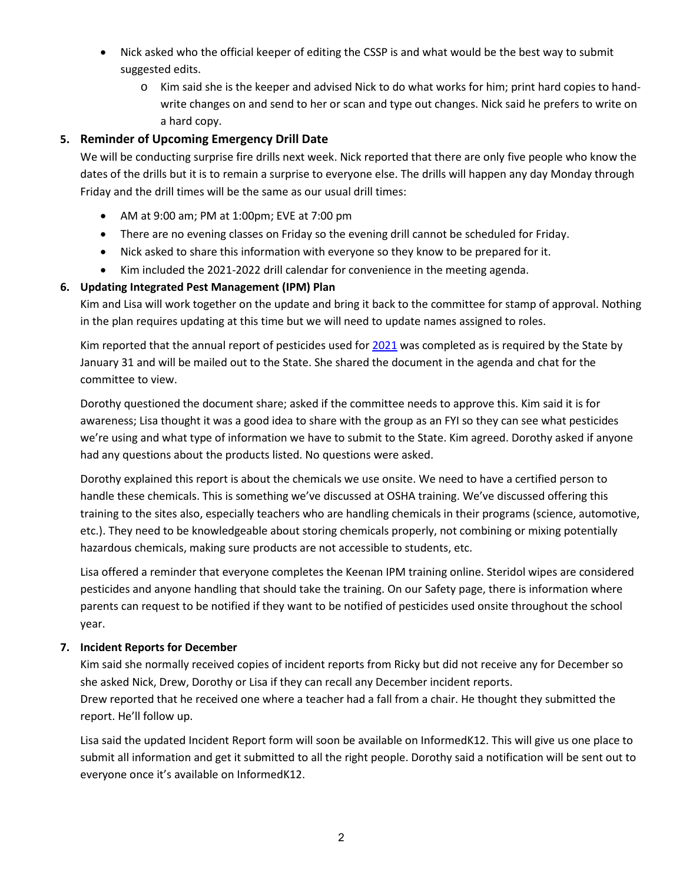- Nick asked who the official keeper of editing the CSSP is and what would be the best way to submit suggested edits.
    - Kim said she is the keeper and advised Nick to do what works for him; print hard copies to hand-write changes on and send to her or scan and type out changes. Nick said he prefers to write on a hard copy.

5. **Reminder of Upcoming Emergency Drill Date**

   We will be conducting surprise fire drills next week. Nick reported that there are only five people who know the dates of the drills but it is to remain a surprise to everyone else. The drills will happen any day Monday through Friday and the drill times will be the same as our usual drill times:

   - AM at 9:00 am; PM at 1:00pm; EVE at 7:00 pm
   - There are no evening classes on Friday so the evening drill cannot be scheduled for Friday.
   - Nick asked to share this information with everyone so they know to be prepared for it.
   - Kim included the 2021-2022 drill calendar for convenience in the meeting agenda.

6. **Updating Integrated Pest Management (IPM) Plan**

   Kim and Lisa will work together on the update and bring it back to the committee for stamp of approval. Nothing in the plan requires updating at this time but we will need to update names assigned to roles.

   Kim reported that the annual report of pesticides used for 2021 was completed as is required by the State by January 31 and will be mailed out to the State. She shared the document in the agenda and chat for the committee to view.

   Dorothy questioned the document share; asked if the committee needs to approve this. Kim said it is for awareness; Lisa thought it was a good idea to share with the group as an FYI so they can see what pesticides we're using and what type of information we have to submit to the State. Kim agreed. Dorothy asked if anyone had any questions about the products listed. No questions were asked.

   Dorothy explained this report is about the chemicals we use onsite. We need to have a certified person to handle these chemicals. This is something we've discussed at OSHA training. We've discussed offering this training to the sites also, especially teachers who are handling chemicals in their programs (science, automotive, etc.). They need to be knowledgeable about storing chemicals properly, not combining or mixing potentially hazardous chemicals, making sure products are not accessible to students, etc.

   Lisa offered a reminder that everyone completes the Keenan IPM training online. Steridol wipes are considered pesticides and anyone handling that should take the training. On our Safety page, there is information where parents can request to be notified if they want to be notified of pesticides used onsite throughout the school year.

7. **Incident Reports for December**

   Kim said she normally received copies of incident reports from Ricky but did not receive any for December so she asked Nick, Drew, Dorothy or Lisa if they can recall any December incident reports.
   Drew reported that he received one where a teacher had a fall from a chair. He thought they submitted the report. He'll follow up.

   Lisa said the updated Incident Report form will soon be available on InformedK12. This will give us one place to submit all information and get it submitted to all the right people. Dorothy said a notification will be sent out to everyone once it's available on InformedK12.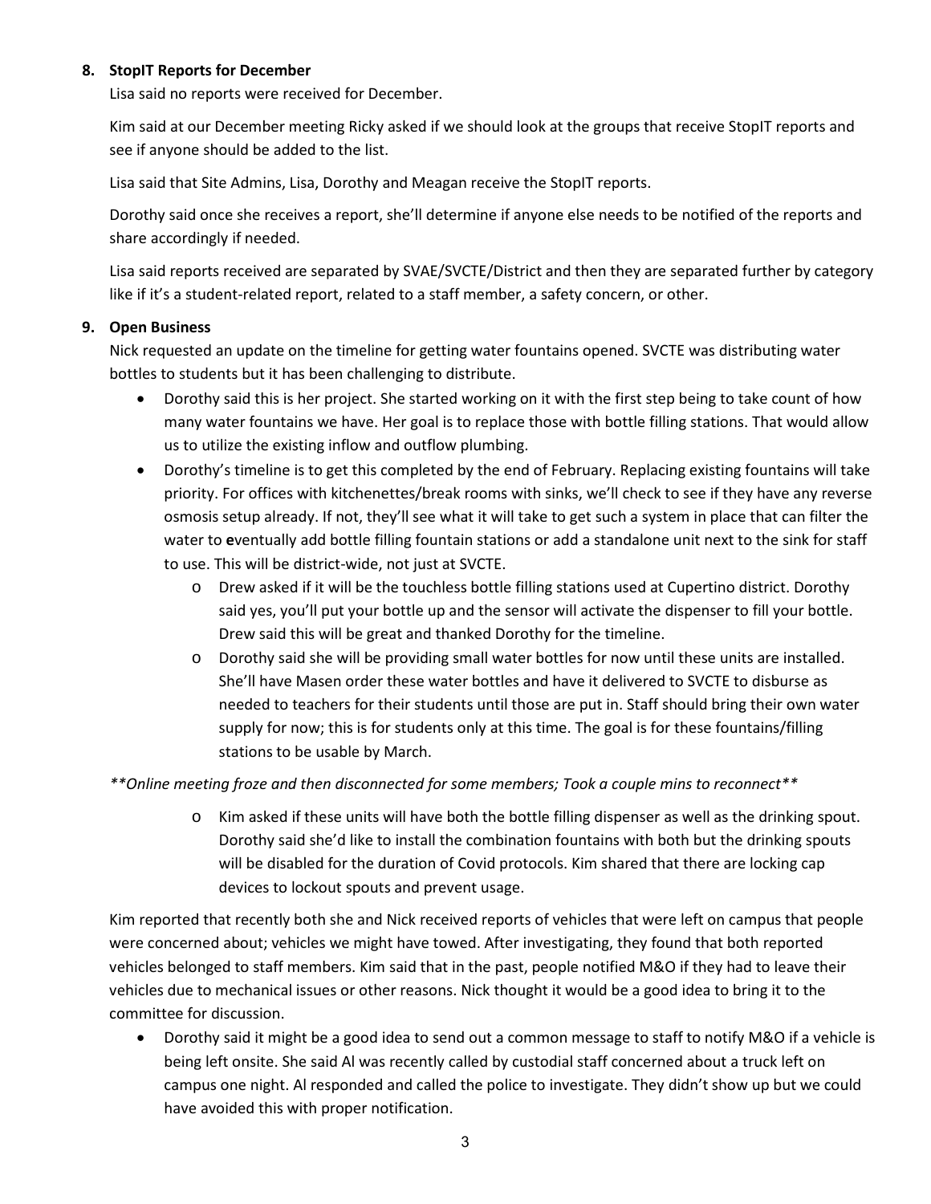**8. StopIT Reports for December**

Lisa said no reports were received for December.

Kim said at our December meeting Ricky asked if we should look at the groups that receive StopIT reports and see if anyone should be added to the list.

Lisa said that Site Admins, Lisa, Dorothy and Meagan receive the StopIT reports.

Dorothy said once she receives a report, she'll determine if anyone else needs to be notified of the reports and share accordingly if needed.

Lisa said reports received are separated by SVAE/SVCTE/District and then they are separated further by category like if it's a student-related report, related to a staff member, a safety concern, or other.

**9. Open Business**

Nick requested an update on the timeline for getting water fountains opened. SVCTE was distributing water bottles to students but it has been challenging to distribute.

- Dorothy said this is her project. She started working on it with the first step being to take count of how many water fountains we have. Her goal is to replace those with bottle filling stations. That would allow us to utilize the existing inflow and outflow plumbing.
- Dorothy's timeline is to get this completed by the end of February. Replacing existing fountains will take priority. For offices with kitchenettes/break rooms with sinks, we'll check to see if they have any reverse osmosis setup already. If not, they'll see what it will take to get such a system in place that can filter the water to **e**ventually add bottle filling fountain stations or add a standalone unit next to the sink for staff to use. This will be district-wide, not just at SVCTE.
  - Drew asked if it will be the touchless bottle filling stations used at Cupertino district. Dorothy said yes, you'll put your bottle up and the sensor will activate the dispenser to fill your bottle. Drew said this will be great and thanked Dorothy for the timeline.
  - Dorothy said she will be providing small water bottles for now until these units are installed. She'll have Masen order these water bottles and have it delivered to SVCTE to disburse as needed to teachers for their students until those are put in. Staff should bring their own water supply for now; this is for students only at this time. The goal is for these fountains/filling stations to be usable by March.

*\*\*Online meeting froze and then disconnected for some members; Took a couple mins to reconnect\*\**

  - Kim asked if these units will have both the bottle filling dispenser as well as the drinking spout. Dorothy said she'd like to install the combination fountains with both but the drinking spouts will be disabled for the duration of Covid protocols. Kim shared that there are locking cap devices to lockout spouts and prevent usage.

Kim reported that recently both she and Nick received reports of vehicles that were left on campus that people were concerned about; vehicles we might have towed. After investigating, they found that both reported vehicles belonged to staff members. Kim said that in the past, people notified M&O if they had to leave their vehicles due to mechanical issues or other reasons. Nick thought it would be a good idea to bring it to the committee for discussion.

- Dorothy said it might be a good idea to send out a common message to staff to notify M&O if a vehicle is being left onsite. She said Al was recently called by custodial staff concerned about a truck left on campus one night. Al responded and called the police to investigate. They didn't show up but we could have avoided this with proper notification.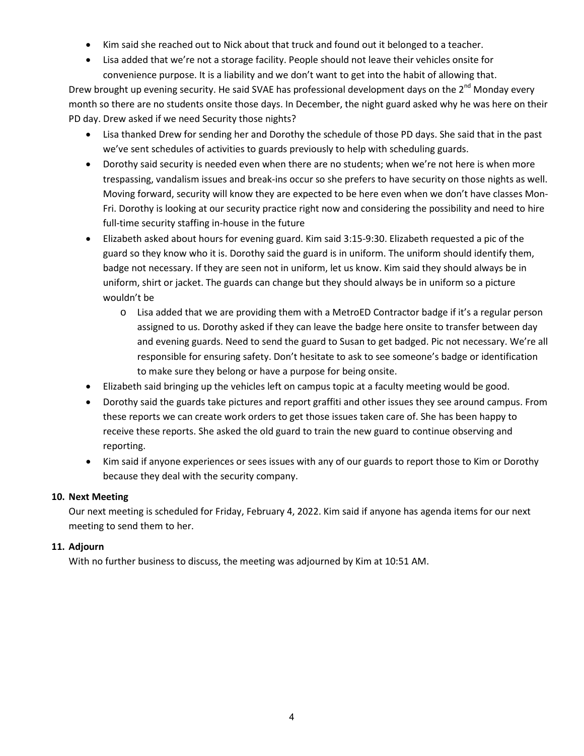- Kim said she reached out to Nick about that truck and found out it belonged to a teacher.
- Lisa added that we're not a storage facility. People should not leave their vehicles onsite for convenience purpose. It is a liability and we don't want to get into the habit of allowing that.

Drew brought up evening security. He said SVAE has professional development days on the 2nd Monday every month so there are no students onsite those days. In December, the night guard asked why he was here on their PD day. Drew asked if we need Security those nights?

- Lisa thanked Drew for sending her and Dorothy the schedule of those PD days. She said that in the past we've sent schedules of activities to guards previously to help with scheduling guards.
- Dorothy said security is needed even when there are no students; when we're not here is when more trespassing, vandalism issues and break-ins occur so she prefers to have security on those nights as well. Moving forward, security will know they are expected to be here even when we don't have classes Mon-Fri. Dorothy is looking at our security practice right now and considering the possibility and need to hire full-time security staffing in-house in the future
- Elizabeth asked about hours for evening guard. Kim said 3:15-9:30. Elizabeth requested a pic of the guard so they know who it is. Dorothy said the guard is in uniform. The uniform should identify them, badge not necessary. If they are seen not in uniform, let us know. Kim said they should always be in uniform, shirt or jacket. The guards can change but they should always be in uniform so a picture wouldn't be
    - Lisa added that we are providing them with a MetroED Contractor badge if it's a regular person assigned to us. Dorothy asked if they can leave the badge here onsite to transfer between day and evening guards. Need to send the guard to Susan to get badged. Pic not necessary. We're all responsible for ensuring safety. Don't hesitate to ask to see someone's badge or identification to make sure they belong or have a purpose for being onsite.
- Elizabeth said bringing up the vehicles left on campus topic at a faculty meeting would be good.
- Dorothy said the guards take pictures and report graffiti and other issues they see around campus. From these reports we can create work orders to get those issues taken care of. She has been happy to receive these reports. She asked the old guard to train the new guard to continue observing and reporting.
- Kim said if anyone experiences or sees issues with any of our guards to report those to Kim or Dorothy because they deal with the security company.

**10. Next Meeting**

Our next meeting is scheduled for Friday, February 4, 2022. Kim said if anyone has agenda items for our next meeting to send them to her.

**11. Adjourn**

With no further business to discuss, the meeting was adjourned by Kim at 10:51 AM.